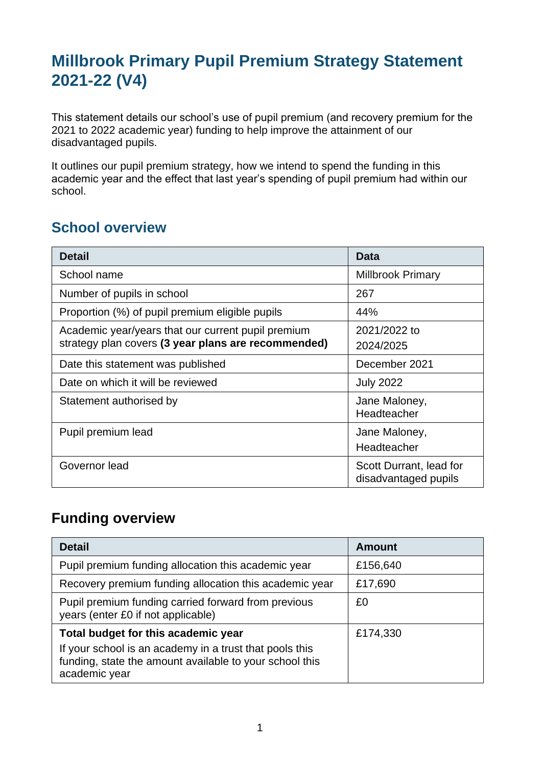# Millbrook Primary Pupil Premium Strategy Statement 2021-22 (V4)

This statement details our school's use of pupil premium (and recovery premium for the 2021 to 2022 academic year) funding to help improve the attainment of our disadvantaged pupils.

It outlines our pupil premium strategy, how we intend to spend the funding in this academic year and the effect that last year's spending of pupil premium had within our school.

## School overview

| Detail | Data |
|---|---|
| School name | Millbrook Primary |
| Number of pupils in school | 267 |
| Proportion (%) of pupil premium eligible pupils | 44% |
| Academic year/years that our current pupil premium strategy plan covers **(3 year plans are recommended)** | 2021/2022 to 2024/2025 |
| Date this statement was published | December 2021 |
| Date on which it will be reviewed | July 2022 |
| Statement authorised by | Jane Maloney, Headteacher |
| Pupil premium lead | Jane Maloney, Headteacher |
| Governor lead | Scott Durrant, lead for disadvantaged pupils |

## Funding overview

| Detail | Amount |
|---|---|
| Pupil premium funding allocation this academic year | £156,640 |
| Recovery premium funding allocation this academic year | £17,690 |
| Pupil premium funding carried forward from previous years (enter £0 if not applicable) | £0 |
| **Total budget for this academic year** <br> If your school is an academy in a trust that pools this funding, state the amount available to your school this academic year | £174,330 |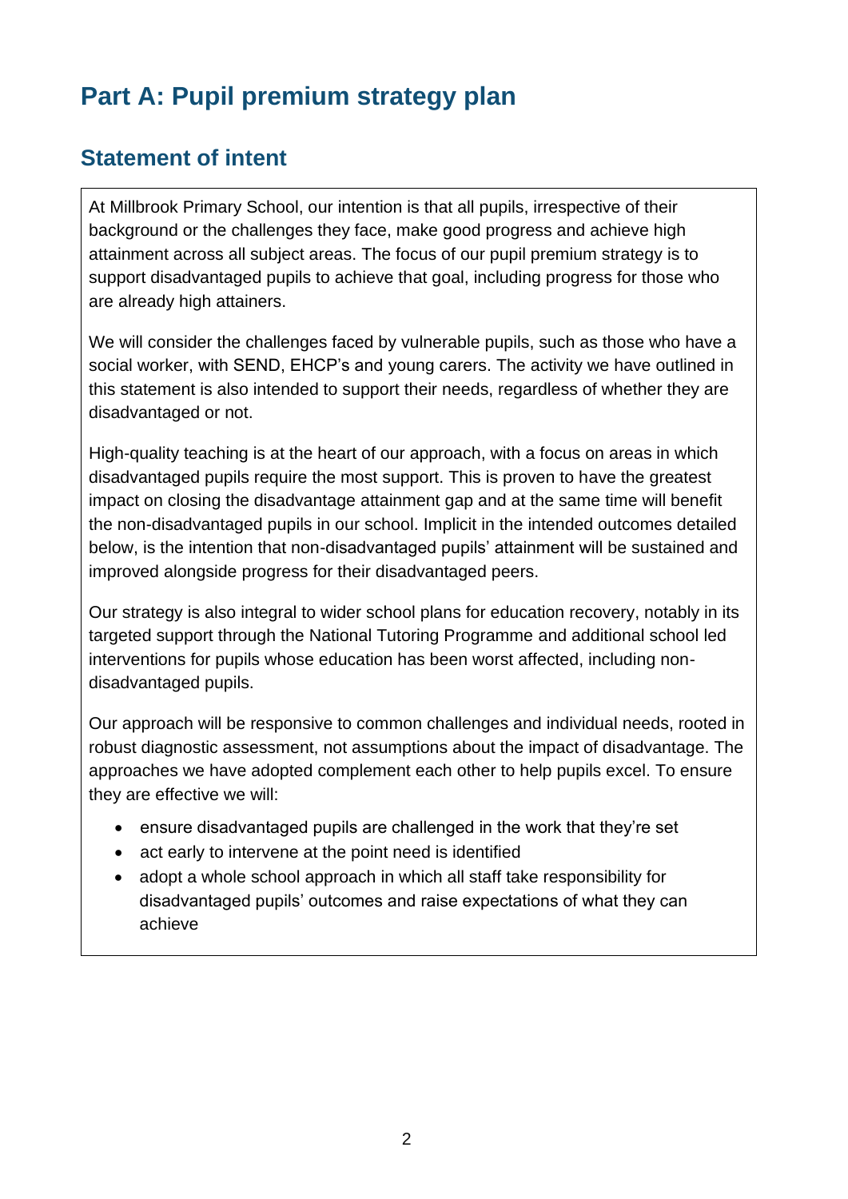# Part A: Pupil premium strategy plan

## Statement of intent

At Millbrook Primary School, our intention is that all pupils, irrespective of their background or the challenges they face, make good progress and achieve high attainment across all subject areas. The focus of our pupil premium strategy is to support disadvantaged pupils to achieve that goal, including progress for those who are already high attainers.

We will consider the challenges faced by vulnerable pupils, such as those who have a social worker, with SEND, EHCP's and young carers. The activity we have outlined in this statement is also intended to support their needs, regardless of whether they are disadvantaged or not.

High-quality teaching is at the heart of our approach, with a focus on areas in which disadvantaged pupils require the most support. This is proven to have the greatest impact on closing the disadvantage attainment gap and at the same time will benefit the non-disadvantaged pupils in our school. Implicit in the intended outcomes detailed below, is the intention that non-disadvantaged pupils' attainment will be sustained and improved alongside progress for their disadvantaged peers.

Our strategy is also integral to wider school plans for education recovery, notably in its targeted support through the National Tutoring Programme and additional school led interventions for pupils whose education has been worst affected, including non-disadvantaged pupils.

Our approach will be responsive to common challenges and individual needs, rooted in robust diagnostic assessment, not assumptions about the impact of disadvantage. The approaches we have adopted complement each other to help pupils excel. To ensure they are effective we will:

- ensure disadvantaged pupils are challenged in the work that they're set
- act early to intervene at the point need is identified
- adopt a whole school approach in which all staff take responsibility for disadvantaged pupils' outcomes and raise expectations of what they can achieve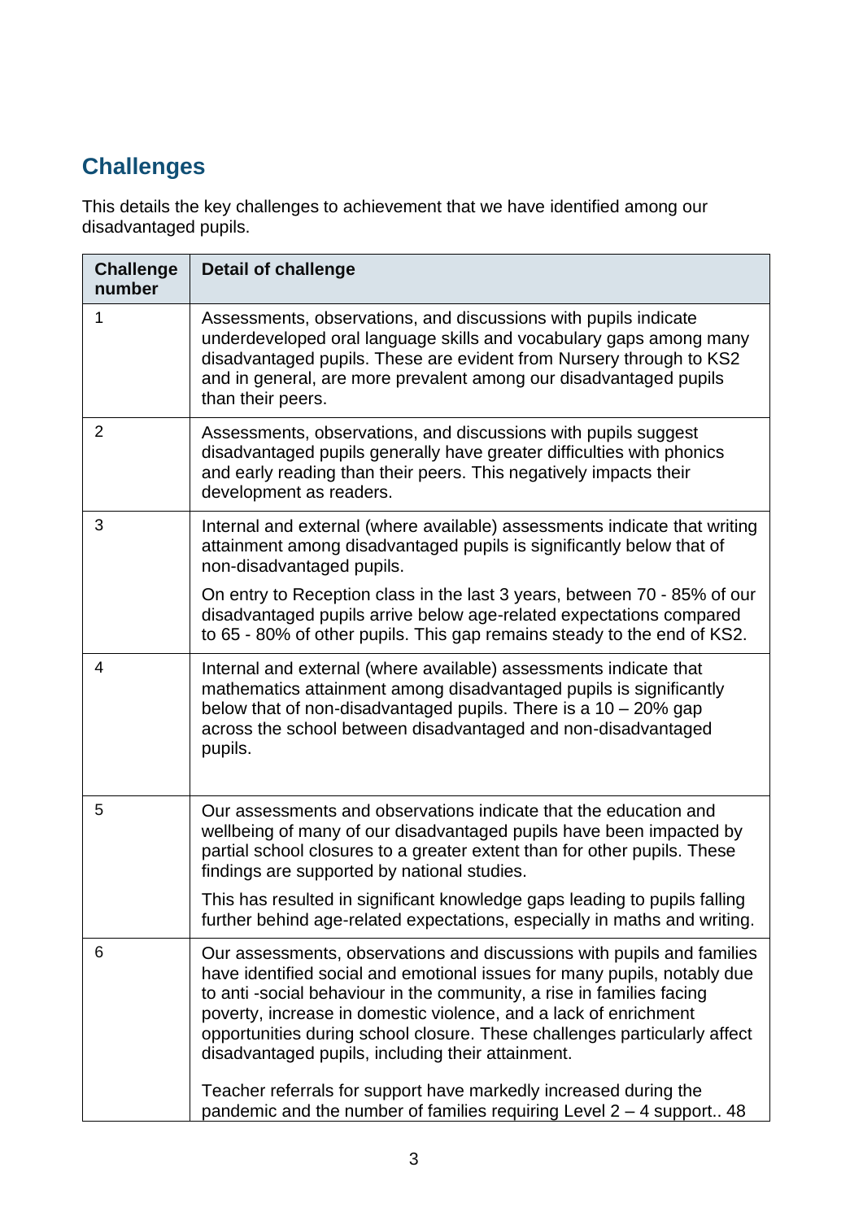## Challenges

This details the key challenges to achievement that we have identified among our disadvantaged pupils.

| Challenge number | Detail of challenge |
|---|---|
| 1 | Assessments, observations, and discussions with pupils indicate underdeveloped oral language skills and vocabulary gaps among many disadvantaged pupils. These are evident from Nursery through to KS2 and in general, are more prevalent among our disadvantaged pupils than their peers. |
| 2 | Assessments, observations, and discussions with pupils suggest disadvantaged pupils generally have greater difficulties with phonics and early reading than their peers. This negatively impacts their development as readers. |
| 3 | Internal and external (where available) assessments indicate that writing attainment among disadvantaged pupils is significantly below that of non-disadvantaged pupils.<br><br>On entry to Reception class in the last 3 years, between 70 - 85% of our disadvantaged pupils arrive below age-related expectations compared to 65 - 80% of other pupils. This gap remains steady to the end of KS2. |
| 4 | Internal and external (where available) assessments indicate that mathematics attainment among disadvantaged pupils is significantly below that of non-disadvantaged pupils. There is a 10 – 20% gap across the school between disadvantaged and non-disadvantaged pupils. |
| 5 | Our assessments and observations indicate that the education and wellbeing of many of our disadvantaged pupils have been impacted by partial school closures to a greater extent than for other pupils. These findings are supported by national studies.<br><br>This has resulted in significant knowledge gaps leading to pupils falling further behind age-related expectations, especially in maths and writing. |
| 6 | Our assessments, observations and discussions with pupils and families have identified social and emotional issues for many pupils, notably due to anti -social behaviour in the community, a rise in families facing poverty, increase in domestic violence, and a lack of enrichment opportunities during school closure. These challenges particularly affect disadvantaged pupils, including their attainment.<br><br>Teacher referrals for support have markedly increased during the pandemic and the number of families requiring Level 2 – 4 support.. 48 |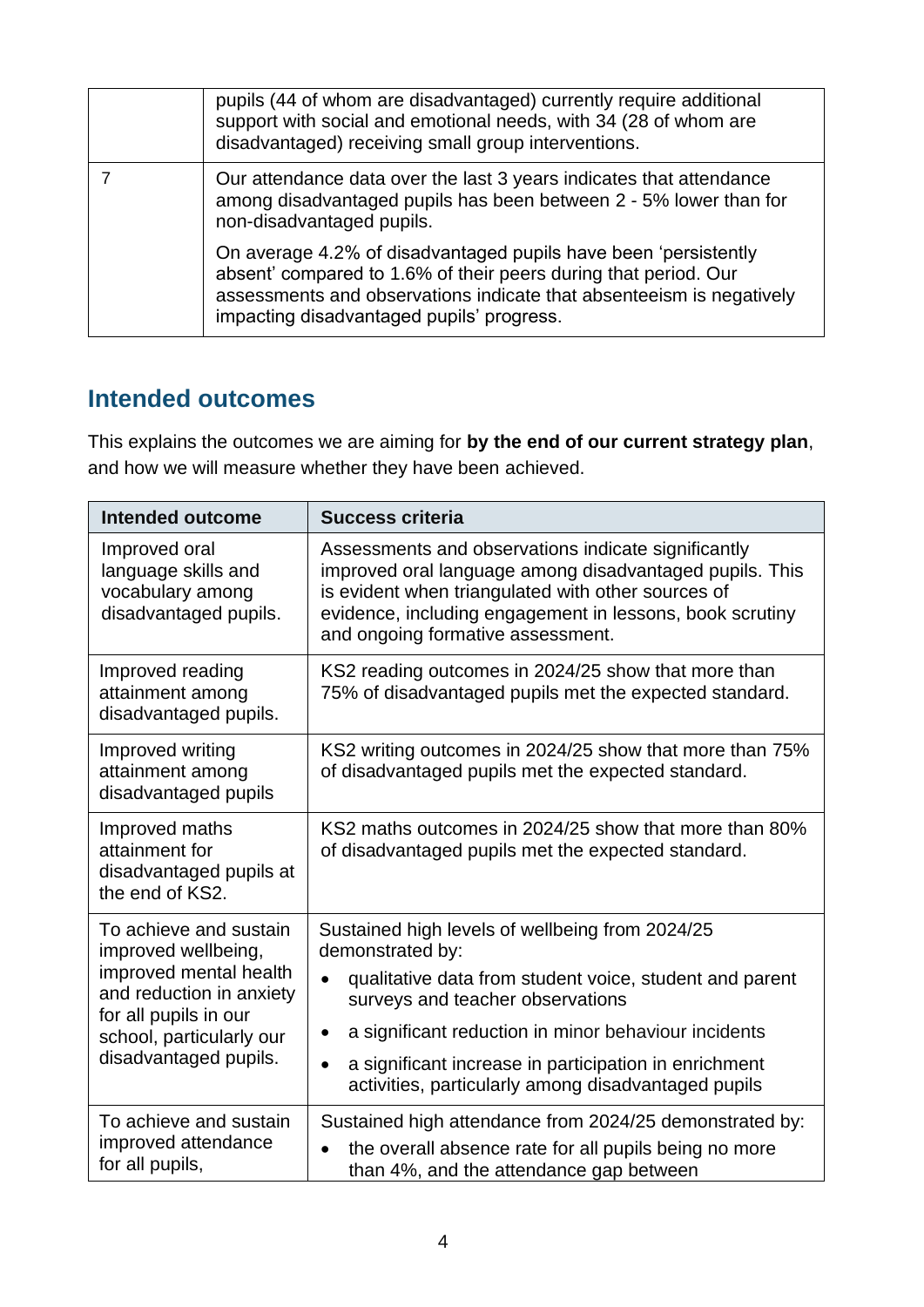| | |
|---|---|
| | pupils (44 of whom are disadvantaged) currently require additional support with social and emotional needs, with 34 (28 of whom are disadvantaged) receiving small group interventions. |
| 7 | Our attendance data over the last 3 years indicates that attendance among disadvantaged pupils has been between 2 - 5% lower than for non-disadvantaged pupils.<br><br>On average 4.2% of disadvantaged pupils have been 'persistently absent' compared to 1.6% of their peers during that period. Our assessments and observations indicate that absenteeism is negatively impacting disadvantaged pupils' progress. |

## Intended outcomes

This explains the outcomes we are aiming for **by the end of our current strategy plan**, and how we will measure whether they have been achieved.

| Intended outcome | Success criteria |
|---|---|
| Improved oral language skills and vocabulary among disadvantaged pupils. | Assessments and observations indicate significantly improved oral language among disadvantaged pupils. This is evident when triangulated with other sources of evidence, including engagement in lessons, book scrutiny and ongoing formative assessment. |
| Improved reading attainment among disadvantaged pupils. | KS2 reading outcomes in 2024/25 show that more than 75% of disadvantaged pupils met the expected standard. |
| Improved writing attainment among disadvantaged pupils | KS2 writing outcomes in 2024/25 show that more than 75% of disadvantaged pupils met the expected standard. |
| Improved maths attainment for disadvantaged pupils at the end of KS2. | KS2 maths outcomes in 2024/25 show that more than 80% of disadvantaged pupils met the expected standard. |
| To achieve and sustain improved wellbeing, improved mental health and reduction in anxiety for all pupils in our school, particularly our disadvantaged pupils. | Sustained high levels of wellbeing from 2024/25 demonstrated by:<br>• qualitative data from student voice, student and parent surveys and teacher observations<br>• a significant reduction in minor behaviour incidents<br>• a significant increase in participation in enrichment activities, particularly among disadvantaged pupils |
| To achieve and sustain improved attendance for all pupils, | Sustained high attendance from 2024/25 demonstrated by:<br>• the overall absence rate for all pupils being no more than 4%, and the attendance gap between |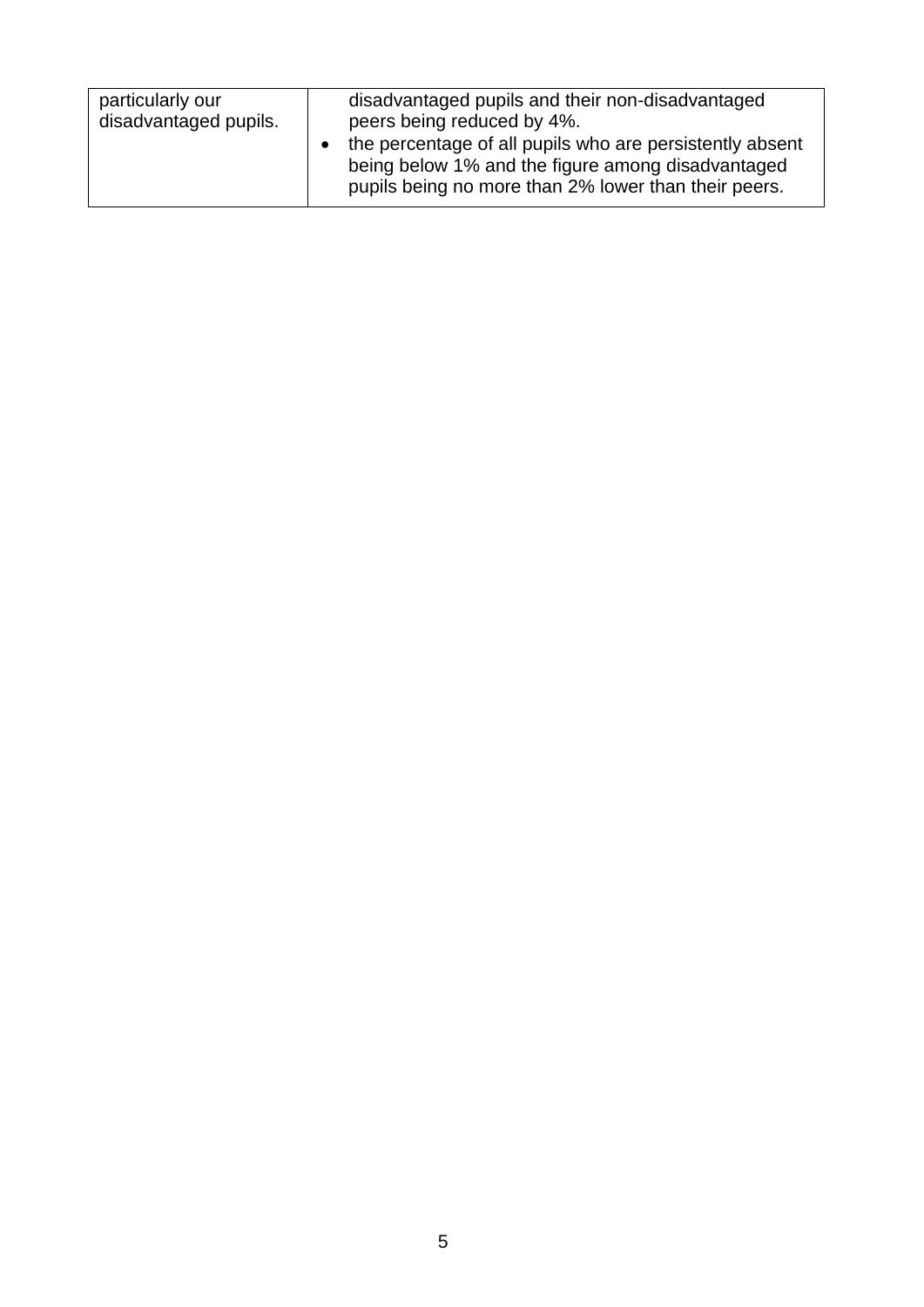| | |
|---|---|
| particularly our disadvantaged pupils. | disadvantaged pupils and their non-disadvantaged peers being reduced by 4%.<br>• the percentage of all pupils who are persistently absent being below 1% and the figure among disadvantaged pupils being no more than 2% lower than their peers. |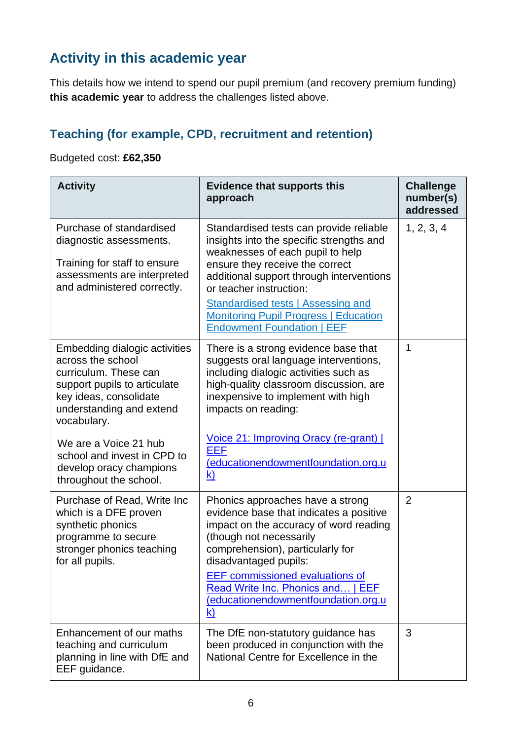## Activity in this academic year

This details how we intend to spend our pupil premium (and recovery premium funding) **this academic year** to address the challenges listed above.

### Teaching (for example, CPD, recruitment and retention)

Budgeted cost: **£62,350**

| Activity | Evidence that supports this approach | Challenge number(s) addressed |
|---|---|---|
| Purchase of standardised diagnostic assessments.<br><br>Training for staff to ensure assessments are interpreted and administered correctly. | Standardised tests can provide reliable insights into the specific strengths and weaknesses of each pupil to help ensure they receive the correct additional support through interventions or teacher instruction:<br>[Standardised tests \| Assessing and Monitoring Pupil Progress \| Education Endowment Foundation \| EEF]() | 1, 2, 3, 4 |
| Embedding dialogic activities across the school curriculum. These can support pupils to articulate key ideas, consolidate understanding and extend vocabulary.<br><br>We are a Voice 21 hub school and invest in CPD to develop oracy champions throughout the school. | There is a strong evidence base that suggests oral language interventions, including dialogic activities such as high-quality classroom discussion, are inexpensive to implement with high impacts on reading:<br><br>[Voice 21: Improving Oracy (re-grant) \| EEF (educationendowmentfoundation.org.uk)]() | 1 |
| Purchase of Read, Write Inc which is a DFE proven synthetic phonics programme to secure stronger phonics teaching for all pupils. | Phonics approaches have a strong evidence base that indicates a positive impact on the accuracy of word reading (though not necessarily comprehension), particularly for disadvantaged pupils:<br>[EEF commissioned evaluations of Read Write Inc. Phonics and… \| EEF (educationendowmentfoundation.org.uk)]() | 2 |
| Enhancement of our maths teaching and curriculum planning in line with DfE and EEF guidance. | The DfE non-statutory guidance has been produced in conjunction with the National Centre for Excellence in the | 3 |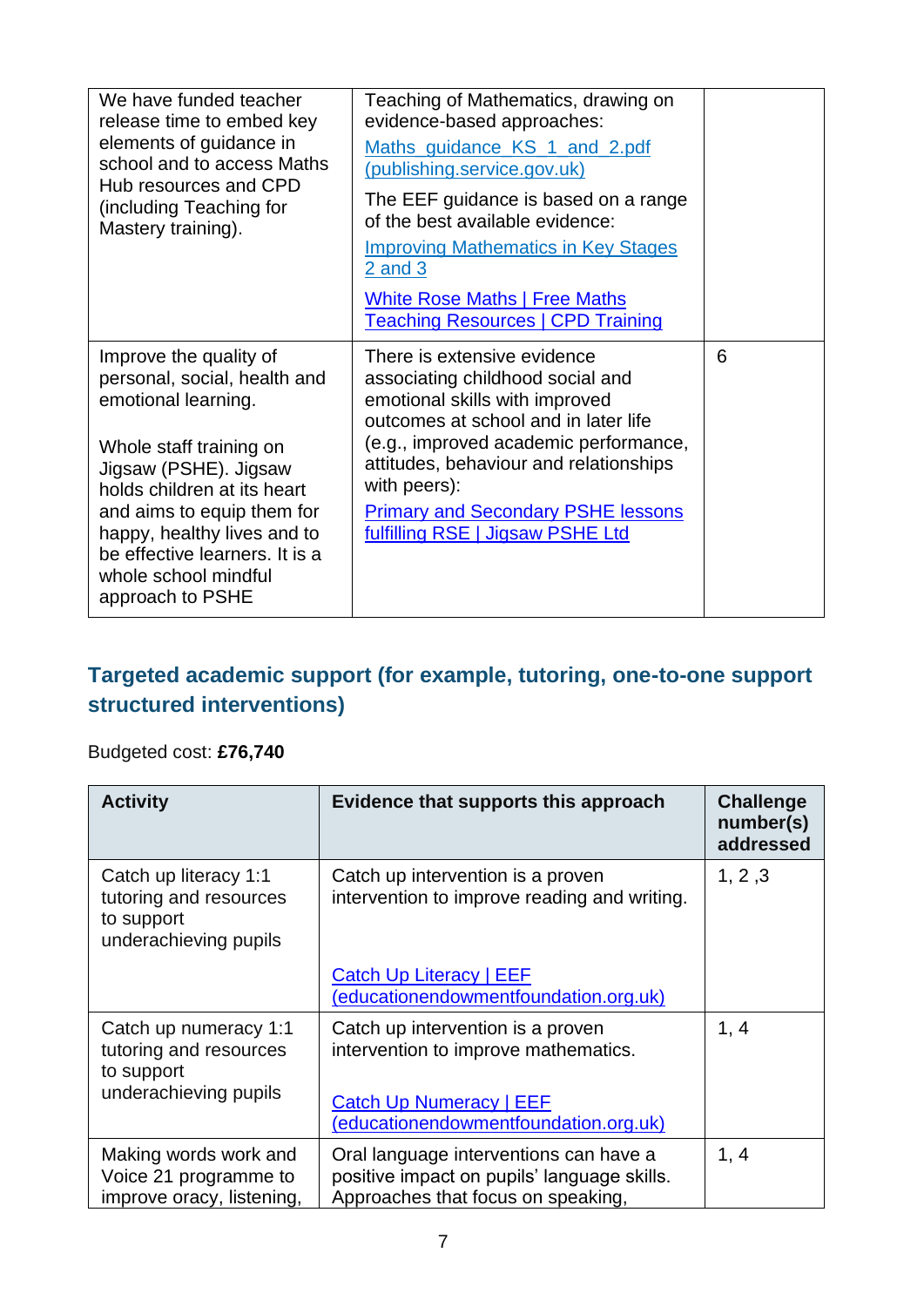| | | |
|---|---|---|
| We have funded teacher release time to embed key elements of guidance in school and to access Maths Hub resources and CPD (including Teaching for Mastery training). | Teaching of Mathematics, drawing on evidence-based approaches: Maths_guidance_KS_1_and_2.pdf (publishing.service.gov.uk) The EEF guidance is based on a range of the best available evidence: Improving Mathematics in Key Stages 2 and 3 White Rose Maths \| Free Maths Teaching Resources \| CPD Training | |
| Improve the quality of personal, social, health and emotional learning. Whole staff training on Jigsaw (PSHE). Jigsaw holds children at its heart and aims to equip them for happy, healthy lives and to be effective learners. It is a whole school mindful approach to PSHE | There is extensive evidence associating childhood social and emotional skills with improved outcomes at school and in later life (e.g., improved academic performance, attitudes, behaviour and relationships with peers): Primary and Secondary PSHE lessons fulfilling RSE \| Jigsaw PSHE Ltd | 6 |

## Targeted academic support (for example, tutoring, one-to-one support structured interventions)

Budgeted cost: **£76,740**

| Activity | Evidence that supports this approach | Challenge number(s) addressed |
|---|---|---|
| Catch up literacy 1:1 tutoring and resources to support underachieving pupils | Catch up intervention is a proven intervention to improve reading and writing. Catch Up Literacy \| EEF (educationendowmentfoundation.org.uk) | 1, 2 ,3 |
| Catch up numeracy 1:1 tutoring and resources to support underachieving pupils | Catch up intervention is a proven intervention to improve mathematics. Catch Up Numeracy \| EEF (educationendowmentfoundation.org.uk) | 1, 4 |
| Making words work and Voice 21 programme to improve oracy, listening, | Oral language interventions can have a positive impact on pupils' language skills. Approaches that focus on speaking, | 1, 4 |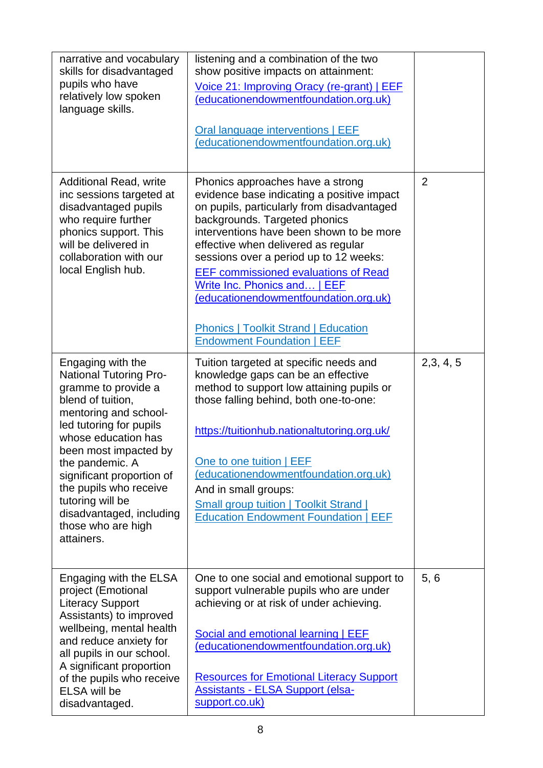| | | |
|---|---|---|
| narrative and vocabulary skills for disadvantaged pupils who have relatively low spoken language skills. | listening and a combination of the two show positive impacts on attainment: [Voice 21: Improving Oracy (re-grant) \| EEF (educationendowmentfoundation.org.uk)](educationendowmentfoundation.org.uk) <br><br> [Oral language interventions \| EEF (educationendowmentfoundation.org.uk)](educationendowmentfoundation.org.uk) | |
| Additional Read, write inc sessions targeted at disadvantaged pupils who require further phonics support. This will be delivered in collaboration with our local English hub. | Phonics approaches have a strong evidence base indicating a positive impact on pupils, particularly from disadvantaged backgrounds. Targeted phonics interventions have been shown to be more effective when delivered as regular sessions over a period up to 12 weeks: [EEF commissioned evaluations of Read Write Inc. Phonics and… \| EEF (educationendowmentfoundation.org.uk)](educationendowmentfoundation.org.uk) <br><br> [Phonics \| Toolkit Strand \| Education Endowment Foundation \| EEF](educationendowmentfoundation.org.uk) | 2 |
| Engaging with the National Tutoring Pro-gramme to provide a blend of tuition, mentoring and school-led tutoring for pupils whose education has been most impacted by the pandemic. A significant proportion of the pupils who receive tutoring will be disadvantaged, including those who are high attainers. | Tuition targeted at specific needs and knowledge gaps can be an effective method to support low attaining pupils or those falling behind, both one-to-one: <br><br> https://tuitionhub.nationaltutoring.org.uk/ <br><br> [One to one tuition \| EEF (educationendowmentfoundation.org.uk)](educationendowmentfoundation.org.uk) <br> And in small groups: <br> [Small group tuition \| Toolkit Strand \| Education Endowment Foundation \| EEF](educationendowmentfoundation.org.uk) | 2,3, 4, 5 |
| Engaging with the ELSA project (Emotional Literacy Support Assistants) to improved wellbeing, mental health and reduce anxiety for all pupils in our school. A significant proportion of the pupils who receive ELSA will be disadvantaged. | One to one social and emotional support to support vulnerable pupils who are under achieving or at risk of under achieving. <br><br> [Social and emotional learning \| EEF (educationendowmentfoundation.org.uk)](educationendowmentfoundation.org.uk) <br><br> [Resources for Emotional Literacy Support Assistants - ELSA Support (elsa-support.co.uk)](elsa-support.co.uk) | 5, 6 |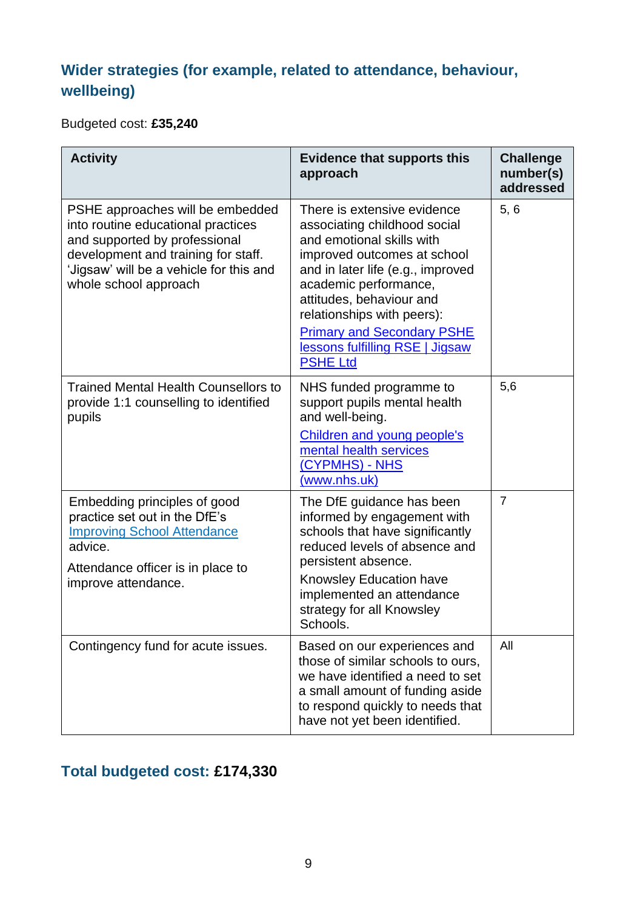## Wider strategies (for example, related to attendance, behaviour, wellbeing)

Budgeted cost: **£35,240**

| Activity | Evidence that supports this approach | Challenge number(s) addressed |
|---|---|---|
| PSHE approaches will be embedded into routine educational practices and supported by professional development and training for staff. 'Jigsaw' will be a vehicle for this and whole school approach | There is extensive evidence associating childhood social and emotional skills with improved outcomes at school and in later life (e.g., improved academic performance, attitudes, behaviour and relationships with peers): [Primary and Secondary PSHE lessons fulfilling RSE \| Jigsaw PSHE Ltd] | 5, 6 |
| Trained Mental Health Counsellors to provide 1:1 counselling to identified pupils | NHS funded programme to support pupils mental health and well-being. [Children and young people's mental health services (CYPMHS) - NHS (www.nhs.uk)] | 5,6 |
| Embedding principles of good practice set out in the DfE's [Improving School Attendance] advice. Attendance officer is in place to improve attendance. | The DfE guidance has been informed by engagement with schools that have significantly reduced levels of absence and persistent absence. Knowsley Education have implemented an attendance strategy for all Knowsley Schools. | 7 |
| Contingency fund for acute issues. | Based on our experiences and those of similar schools to ours, we have identified a need to set a small amount of funding aside to respond quickly to needs that have not yet been identified. | All |

## Total budgeted cost: £174,330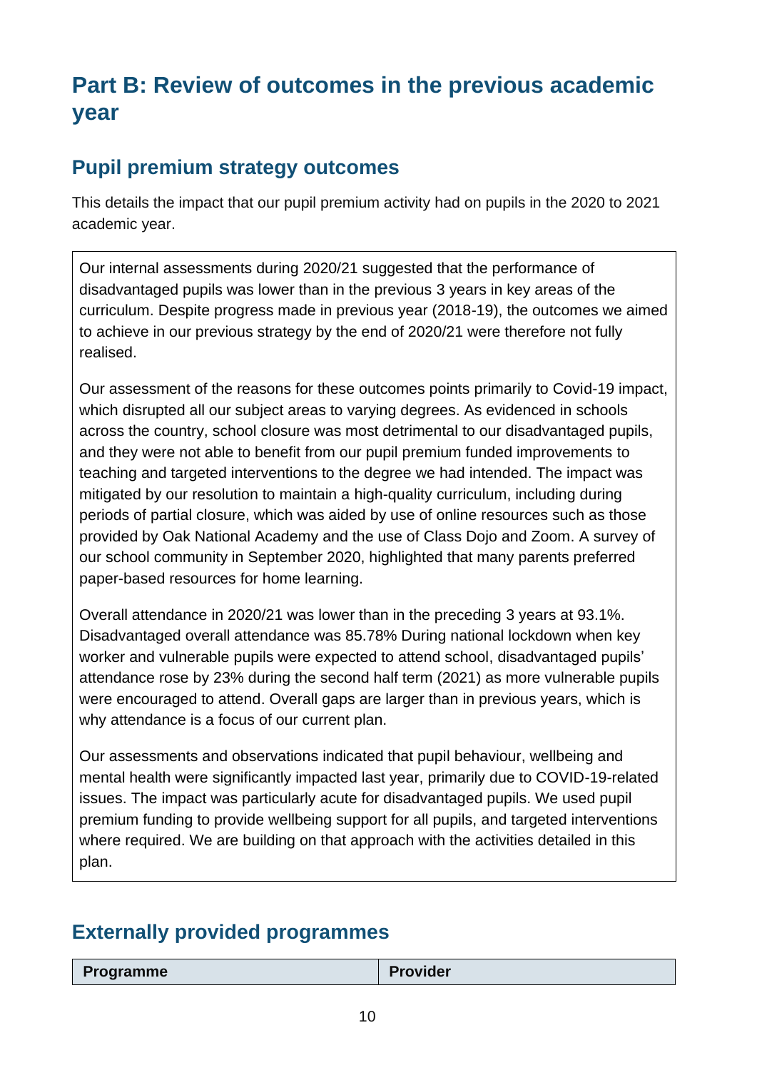# Part B: Review of outcomes in the previous academic year

## Pupil premium strategy outcomes

This details the impact that our pupil premium activity had on pupils in the 2020 to 2021 academic year.

Our internal assessments during 2020/21 suggested that the performance of disadvantaged pupils was lower than in the previous 3 years in key areas of the curriculum. Despite progress made in previous year (2018-19), the outcomes we aimed to achieve in our previous strategy by the end of 2020/21 were therefore not fully realised.

Our assessment of the reasons for these outcomes points primarily to Covid-19 impact, which disrupted all our subject areas to varying degrees. As evidenced in schools across the country, school closure was most detrimental to our disadvantaged pupils, and they were not able to benefit from our pupil premium funded improvements to teaching and targeted interventions to the degree we had intended. The impact was mitigated by our resolution to maintain a high-quality curriculum, including during periods of partial closure, which was aided by use of online resources such as those provided by Oak National Academy and the use of Class Dojo and Zoom. A survey of our school community in September 2020, highlighted that many parents preferred paper-based resources for home learning.

Overall attendance in 2020/21 was lower than in the preceding 3 years at 93.1%. Disadvantaged overall attendance was 85.78% During national lockdown when key worker and vulnerable pupils were expected to attend school, disadvantaged pupils' attendance rose by 23% during the second half term (2021) as more vulnerable pupils were encouraged to attend. Overall gaps are larger than in previous years, which is why attendance is a focus of our current plan.

Our assessments and observations indicated that pupil behaviour, wellbeing and mental health were significantly impacted last year, primarily due to COVID-19-related issues. The impact was particularly acute for disadvantaged pupils. We used pupil premium funding to provide wellbeing support for all pupils, and targeted interventions where required. We are building on that approach with the activities detailed in this plan.

## Externally provided programmes

| Programme | Provider |
| --- | --- |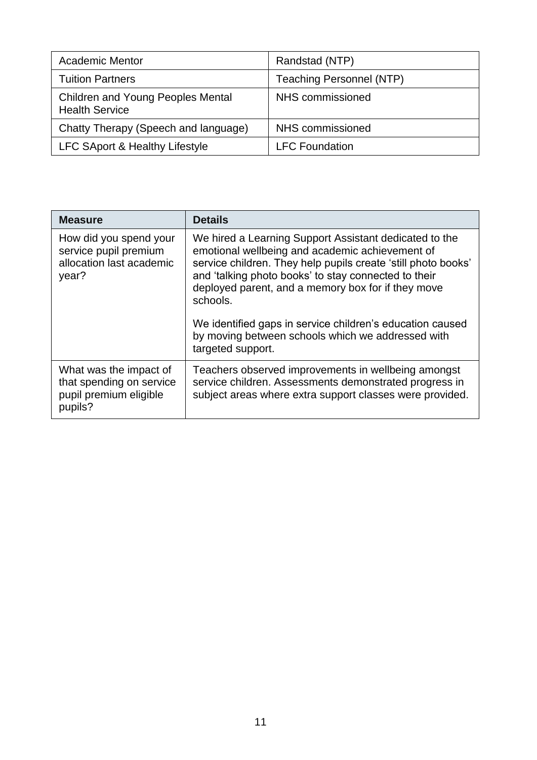| | |
|---|---|
| Academic Mentor | Randstad (NTP) |
| Tuition Partners | Teaching Personnel (NTP) |
| Children and Young Peoples Mental Health Service | NHS commissioned |
| Chatty Therapy (Speech and language) | NHS commissioned |
| LFC SAport & Healthy Lifestyle | LFC Foundation |

| **Measure** | **Details** |
|---|---|
| How did you spend your service pupil premium allocation last academic year? | We hired a Learning Support Assistant dedicated to the emotional wellbeing and academic achievement of service children. They help pupils create 'still photo books' and 'talking photo books' to stay connected to their deployed parent, and a memory box for if they move schools.<br><br>We identified gaps in service children's education caused by moving between schools which we addressed with targeted support. |
| What was the impact of that spending on service pupil premium eligible pupils? | Teachers observed improvements in wellbeing amongst service children. Assessments demonstrated progress in subject areas where extra support classes were provided. |